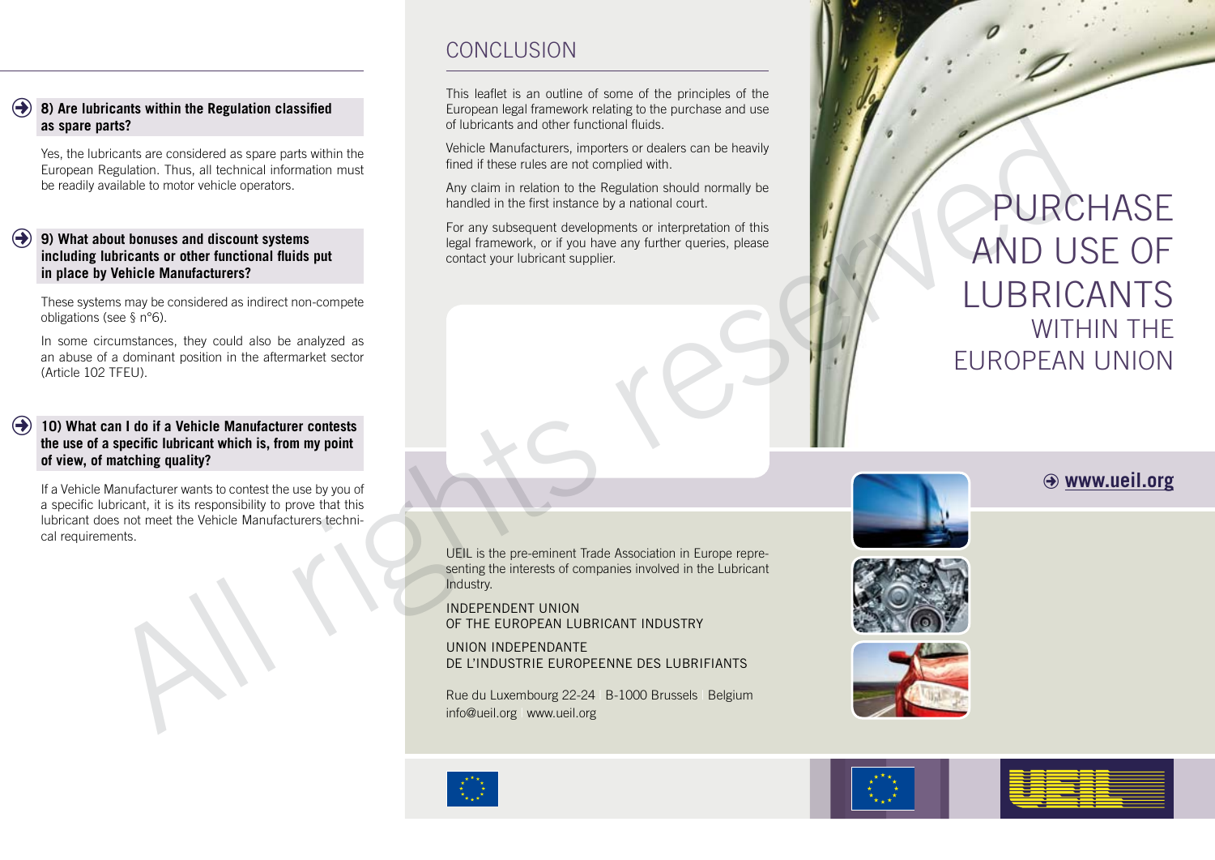**8) Are lubricants within the Regulation classified as spare parts?**

Yes, the lubricants are considered as spare parts within the European Regulation. Thus, all technical information must be readily available to motor vehicle operators.

**9) What about bonuses and discount systems including lubricants or other functional fluids put in place by Vehicle Manufacturers?**

These systems may be considered as indirect non-compete obligations (see § n°6).

In some circumstances, they could also be analyzed as an abuse of a dominant position in the aftermarket sector (Article 102 TFEU).

**10) What can I do if a Vehicle Manufacturer contests the use of a specific lubricant which is, from my point of view, of matching quality?**

If a Vehicle Manufacturer wants to contest the use by you of a specific lubricant, it is its responsibility to prove that this lubricant does not meet the Vehicle Manufacturers technical requirements.

## CONCLUSION

This leaflet is an outline of some of the principles of the European legal framework relating to the purchase and use of lubricants and other functional fluids.

Vehicle Manufacturers, importers or dealers can be heavily fined if these rules are not complied with.

Any claim in relation to the Regulation should normally be handled in the first instance by a national court.

For any subsequent developments or interpretation of this legal framework, or if you have any further queries, please contact your lubricant supplier.

UEIL is the pre-eminent Trade Association in Europe representing the interests of companies involved in the Lubricant Industry.

INDEPENDENT UNION
OF THE EUROPEAN LUBRICANT INDUSTRY

UNION INDEPENDANTE
DE L'INDUSTRIE EUROPEENNE DES LUBRIFIANTS

Rue du Luxembourg 22-24 | B-1000 Brussels | Belgium
info@ueil.org | www.ueil.org

# PURCHASE AND USE OF LUBRICANTS WITHIN THE EUROPEAN UNION

www.ueil.org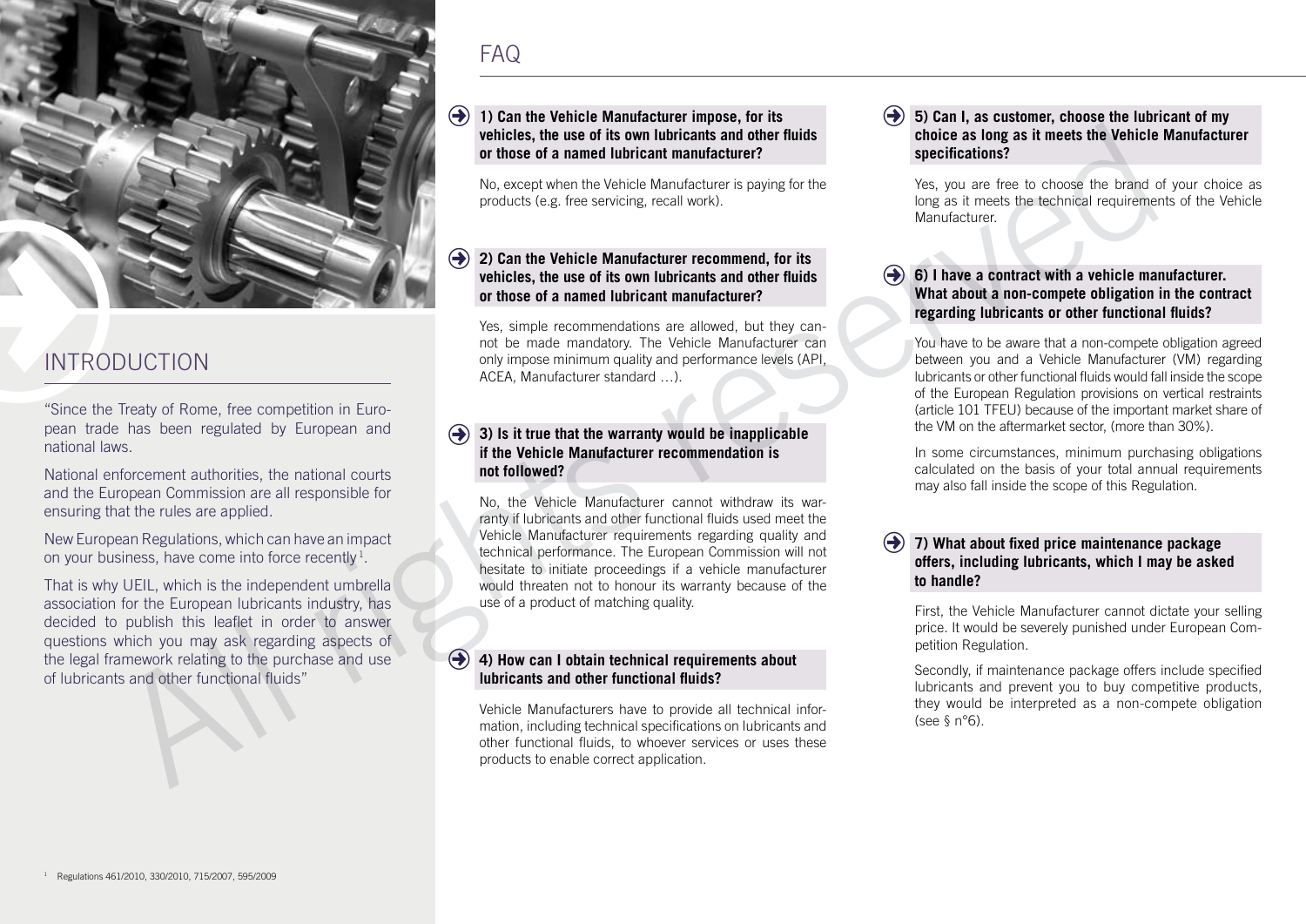## INTRODUCTION

"Since the Treaty of Rome, free competition in European trade has been regulated by European and national laws.

National enforcement authorities, the national courts and the European Commission are all responsible for ensuring that the rules are applied.

New European Regulations, which can have an impact on your business, have come into force recently[1].

That is why UEIL, which is the independent umbrella association for the European lubricants industry, has decided to publish this leaflet in order to answer questions which you may ask regarding aspects of the legal framework relating to the purchase and use of lubricants and other functional fluids"

[1] Regulations 461/2010, 330/2010, 715/2007, 595/2009

## FAQ

### 1) Can the Vehicle Manufacturer impose, for its vehicles, the use of its own lubricants and other fluids or those of a named lubricant manufacturer?

No, except when the Vehicle Manufacturer is paying for the products (e.g. free servicing, recall work).

### 2) Can the Vehicle Manufacturer recommend, for its vehicles, the use of its own lubricants and other fluids or those of a named lubricant manufacturer?

Yes, simple recommendations are allowed, but they cannot be made mandatory. The Vehicle Manufacturer can only impose minimum quality and performance levels (API, ACEA, Manufacturer standard …).

### 3) Is it true that the warranty would be inapplicable if the Vehicle Manufacturer recommendation is not followed?

No, the Vehicle Manufacturer cannot withdraw its warranty if lubricants and other functional fluids used meet the Vehicle Manufacturer requirements regarding quality and technical performance. The European Commission will not hesitate to initiate proceedings if a vehicle manufacturer would threaten not to honour its warranty because of the use of a product of matching quality.

### 4) How can I obtain technical requirements about lubricants and other functional fluids?

Vehicle Manufacturers have to provide all technical information, including technical specifications on lubricants and other functional fluids, to whoever services or uses these products to enable correct application.

### 5) Can I, as customer, choose the lubricant of my choice as long as it meets the Vehicle Manufacturer specifications?

Yes, you are free to choose the brand of your choice as long as it meets the technical requirements of the Vehicle Manufacturer.

### 6) I have a contract with a vehicle manufacturer. What about a non-compete obligation in the contract regarding lubricants or other functional fluids?

You have to be aware that a non-compete obligation agreed between you and a Vehicle Manufacturer (VM) regarding lubricants or other functional fluids would fall inside the scope of the European Regulation provisions on vertical restraints (article 101 TFEU) because of the important market share of the VM on the aftermarket sector, (more than 30%).

In some circumstances, minimum purchasing obligations calculated on the basis of your total annual requirements may also fall inside the scope of this Regulation.

### 7) What about fixed price maintenance package offers, including lubricants, which I may be asked to handle?

First, the Vehicle Manufacturer cannot dictate your selling price. It would be severely punished under European Competition Regulation.

Secondly, if maintenance package offers include specified lubricants and prevent you to buy competitive products, they would be interpreted as a non-compete obligation (see § n°6).